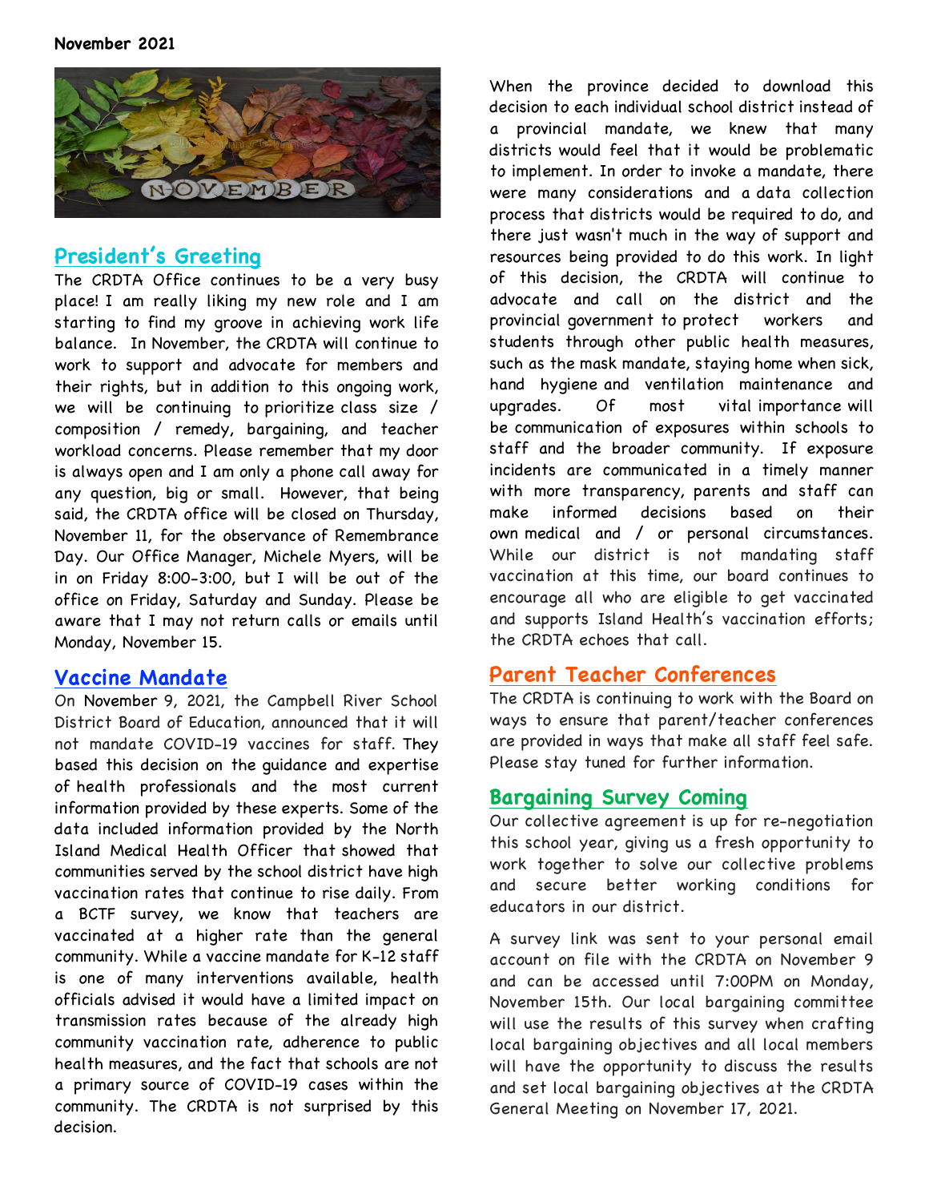November 2021

## President's Greeting

The CRDTA Office continues to be a very busy place! I am really liking my new role and I am starting to find my groove in achieving work life balance. In November, the CRDTA will continue to work to support and advocate for members and their rights, but in addition to this ongoing work, we will be continuing to prioritize class size / composition / remedy, bargaining, and teacher workload concerns. Please remember that my door is always open and I am only a phone call away for any question, big or small. However, that being said, the CRDTA office will be closed on Thursday, November 11, for the observance of Remembrance Day. Our Office Manager, Michele Myers, will be in on Friday 8:00-3:00, but I will be out of the office on Friday, Saturday and Sunday. Please be aware that I may not return calls or emails until Monday, November 15.

## Vaccine Mandate

On November 9, 2021, the Campbell River School District Board of Education, announced that it will not mandate COVID-19 vaccines for staff. They based this decision on the guidance and expertise of health professionals and the most current information provided by these experts. Some of the data included information provided by the North Island Medical Health Officer that showed that communities served by the school district have high vaccination rates that continue to rise daily. From a BCTF survey, we know that teachers are vaccinated at a higher rate than the general community. While a vaccine mandate for K-12 staff is one of many interventions available, health officials advised it would have a limited impact on transmission rates because of the already high community vaccination rate, adherence to public health measures, and the fact that schools are not a primary source of COVID-19 cases within the community. The CRDTA is not surprised by this decision.

When the province decided to download this decision to each individual school district instead of a provincial mandate, we knew that many districts would feel that it would be problematic to implement. In order to invoke a mandate, there were many considerations and a data collection process that districts would be required to do, and there just wasn't much in the way of support and resources being provided to do this work. In light of this decision, the CRDTA will continue to advocate and call on the district and the provincial government to protect workers and students through other public health measures, such as the mask mandate, staying home when sick, hand hygiene and ventilation maintenance and upgrades. Of most vital importance will be communication of exposures within schools to staff and the broader community. If exposure incidents are communicated in a timely manner with more transparency, parents and staff can make informed decisions based on their own medical and / or personal circumstances. While our district is not mandating staff vaccination at this time, our board continues to encourage all who are eligible to get vaccinated and supports Island Health's vaccination efforts; the CRDTA echoes that call.

## Parent Teacher Conferences

The CRDTA is continuing to work with the Board on ways to ensure that parent/teacher conferences are provided in ways that make all staff feel safe. Please stay tuned for further information.

## Bargaining Survey Coming

Our collective agreement is up for re-negotiation this school year, giving us a fresh opportunity to work together to solve our collective problems and secure better working conditions for educators in our district.

A survey link was sent to your personal email account on file with the CRDTA on November 9 and can be accessed until 7:00PM on Monday, November 15th. Our local bargaining committee will use the results of this survey when crafting local bargaining objectives and all local members will have the opportunity to discuss the results and set local bargaining objectives at the CRDTA General Meeting on November 17, 2021.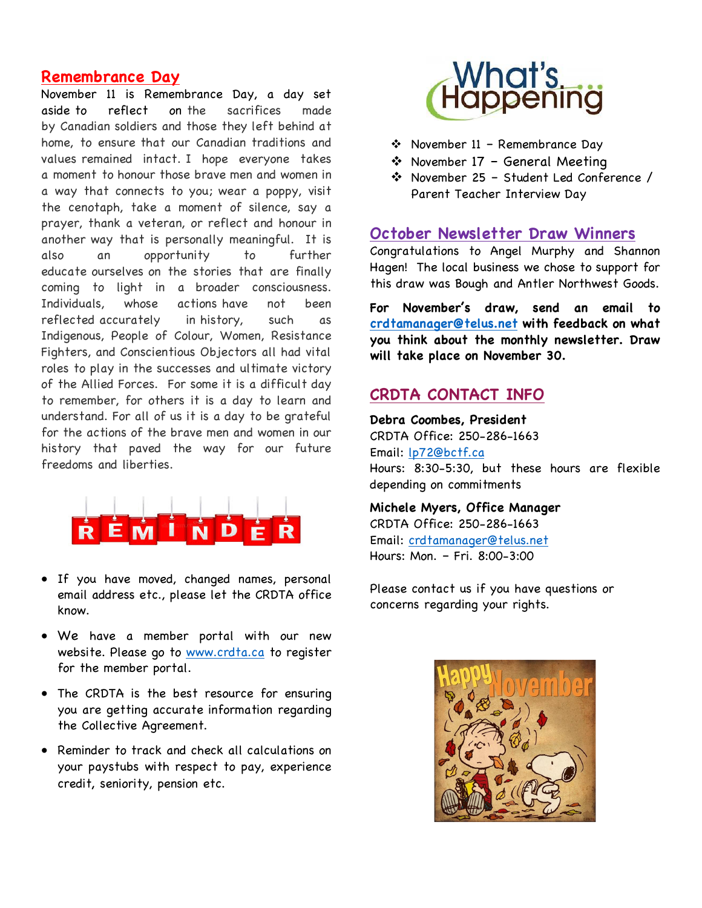## Remembrance Day

November 11 is Remembrance Day, a day set aside to reflect on the sacrifices made by Canadian soldiers and those they left behind at home, to ensure that our Canadian traditions and values remained intact. I hope everyone takes a moment to honour those brave men and women in a way that connects to you; wear a poppy, visit the cenotaph, take a moment of silence, say a prayer, thank a veteran, or reflect and honour in another way that is personally meaningful. It is also an opportunity to further educate ourselves on the stories that are finally coming to light in a broader consciousness. Individuals, whose actions have not been reflected accurately in history, such as Indigenous, People of Colour, Women, Resistance Fighters, and Conscientious Objectors all had vital roles to play in the successes and ultimate victory of the Allied Forces. For some it is a difficult day to remember, for others it is a day to learn and understand. For all of us it is a day to be grateful for the actions of the brave men and women in our history that paved the way for our future freedoms and liberties.

REMINDER

- If you have moved, changed names, personal email address etc., please let the CRDTA office know.
- We have a member portal with our new website. Please go to www.crdta.ca to register for the member portal.
- The CRDTA is the best resource for ensuring you are getting accurate information regarding the Collective Agreement.
- Reminder to track and check all calculations on your paystubs with respect to pay, experience credit, seniority, pension etc.

## What's Happening...

- November 11 – Remembrance Day
- November 17 – General Meeting
- November 25 – Student Led Conference / Parent Teacher Interview Day

## October Newsletter Draw Winners

Congratulations to Angel Murphy and Shannon Hagen! The local business we chose to support for this draw was Bough and Antler Northwest Goods.

**For November's draw, send an email to crdtamanager@telus.net with feedback on what you think about the monthly newsletter. Draw will take place on November 30.**

## CRDTA CONTACT INFO

**Debra Coombes, President**
CRDTA Office: 250-286-1663
Email: lp72@bctf.ca
Hours: 8:30-5:30, but these hours are flexible depending on commitments

**Michele Myers, Office Manager**
CRDTA Office: 250-286-1663
Email: crdtamanager@telus.net
Hours: Mon. – Fri. 8:00-3:00

Please contact us if you have questions or concerns regarding your rights.

Happy November